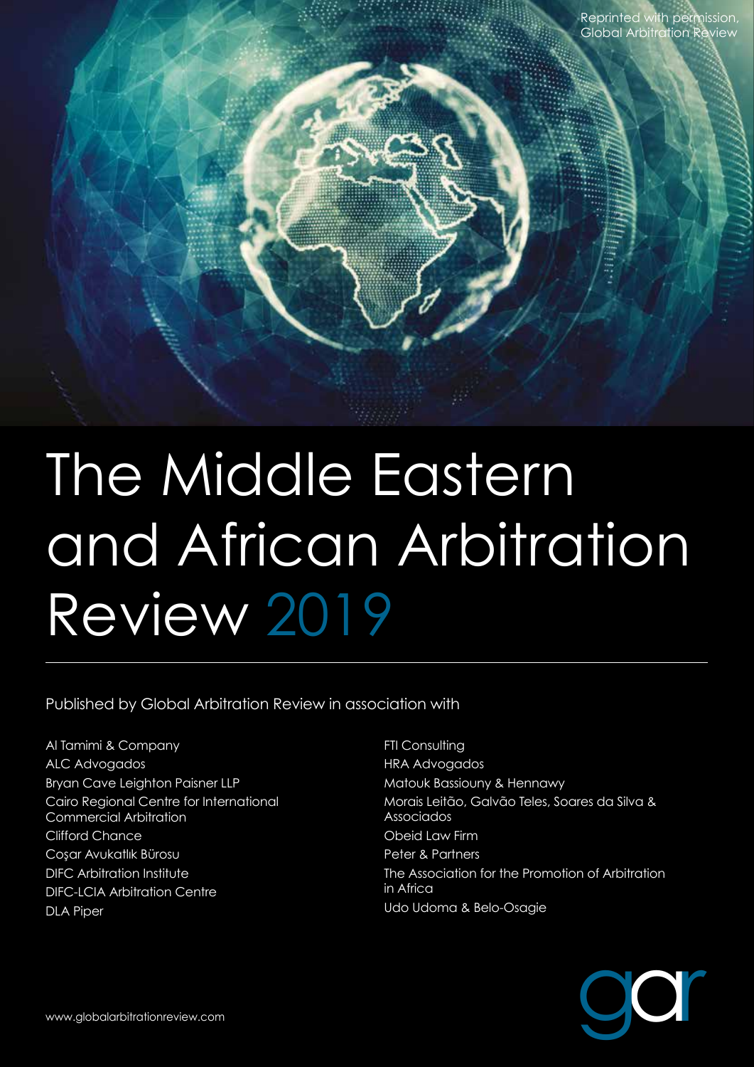Reprinted with permission, Global Arbitration Review

# The Middle Eastern and African Arbitration Review 2019

Published by Global Arbitration Review in association with

Al Tamimi & Company
ALC Advogados
Bryan Cave Leighton Paisner LLP
Cairo Regional Centre for International Commercial Arbitration
Clifford Chance
Coşar Avukatlık Bürosu
DIFC Arbitration Institute
DIFC-LCIA Arbitration Centre
DLA Piper
FTI Consulting
HRA Advogados
Matouk Bassiouny & Hennawy
Morais Leitão, Galvão Teles, Soares da Silva & Associados
Obeid Law Firm
Peter & Partners
The Association for the Promotion of Arbitration in Africa
Udo Udoma & Belo-Osagie

gar

www.globalarbitrationreview.com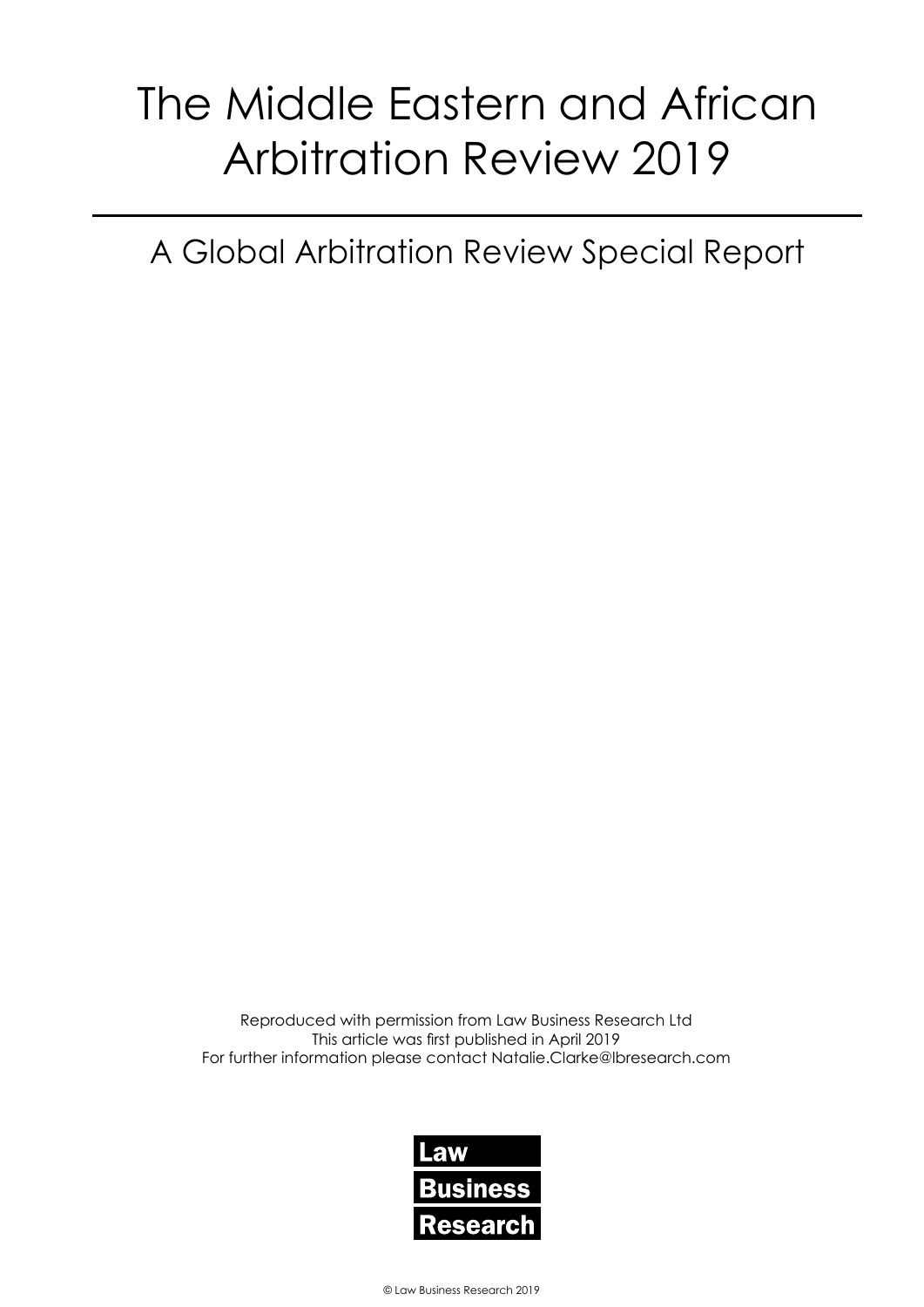# The Middle Eastern and African Arbitration Review 2019

## A Global Arbitration Review Special Report

Reproduced with permission from Law Business Research Ltd
This article was first published in April 2019
For further information please contact Natalie.Clarke@lbresearch.com

**Law**
**Business**
**Research**

© Law Business Research 2019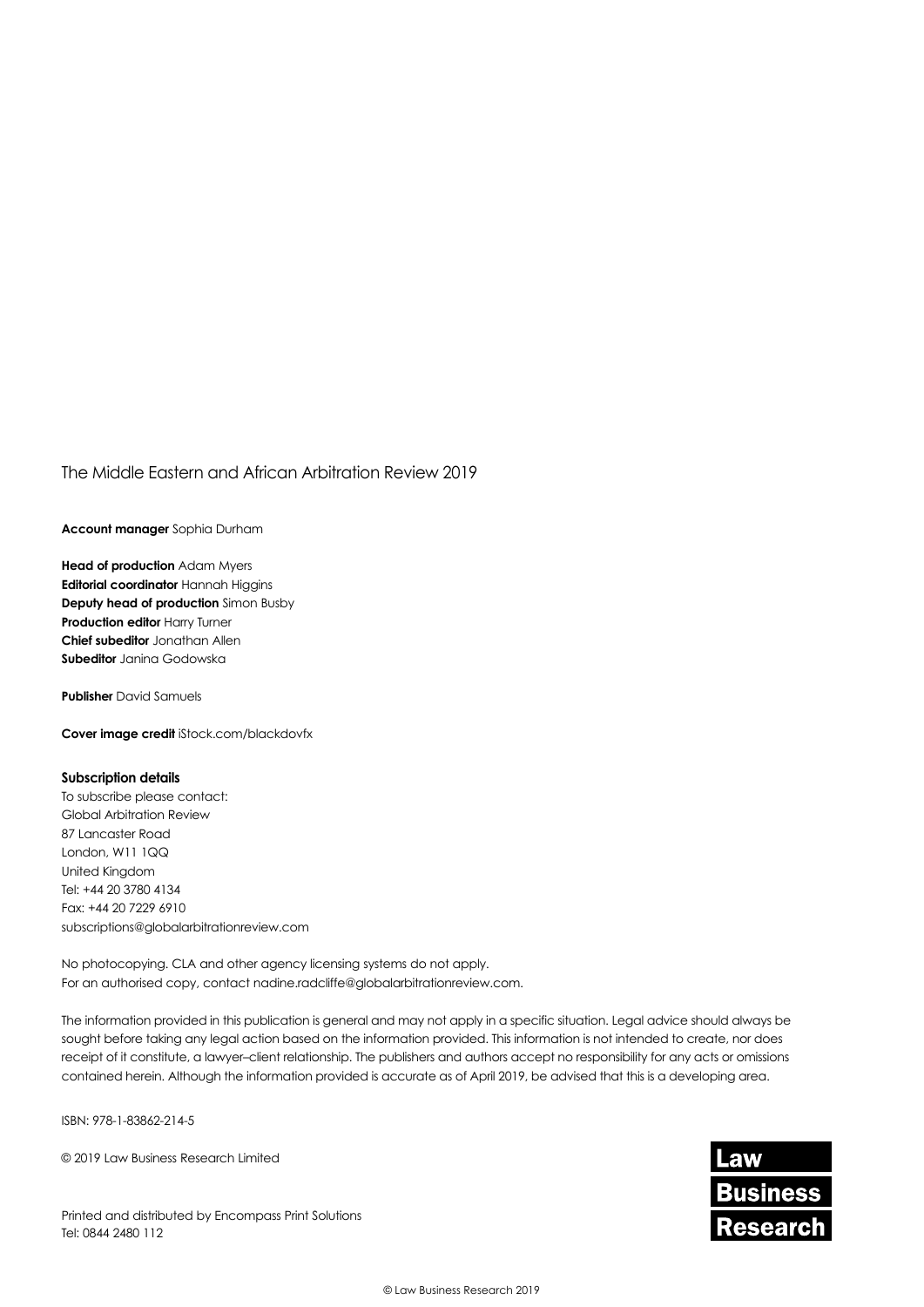The Middle Eastern and African Arbitration Review 2019

**Account manager** Sophia Durham

**Head of production** Adam Myers
**Editorial coordinator** Hannah Higgins
**Deputy head of production** Simon Busby
**Production editor** Harry Turner
**Chief subeditor** Jonathan Allen
**Subeditor** Janina Godowska

**Publisher** David Samuels

**Cover image credit** iStock.com/blackdovfx

**Subscription details**
To subscribe please contact:
Global Arbitration Review
87 Lancaster Road
London, W11 1QQ
United Kingdom
Tel: +44 20 3780 4134
Fax: +44 20 7229 6910
subscriptions@globalarbitrationreview.com

No photocopying. CLA and other agency licensing systems do not apply.
For an authorised copy, contact nadine.radcliffe@globalarbitrationreview.com.

The information provided in this publication is general and may not apply in a specific situation. Legal advice should always be sought before taking any legal action based on the information provided. This information is not intended to create, nor does receipt of it constitute, a lawyer–client relationship. The publishers and authors accept no responsibility for any acts or omissions contained herein. Although the information provided is accurate as of April 2019, be advised that this is a developing area.

ISBN: 978-1-83862-214-5

© 2019 Law Business Research Limited

Printed and distributed by Encompass Print Solutions
Tel: 0844 2480 112

Law
Business
Research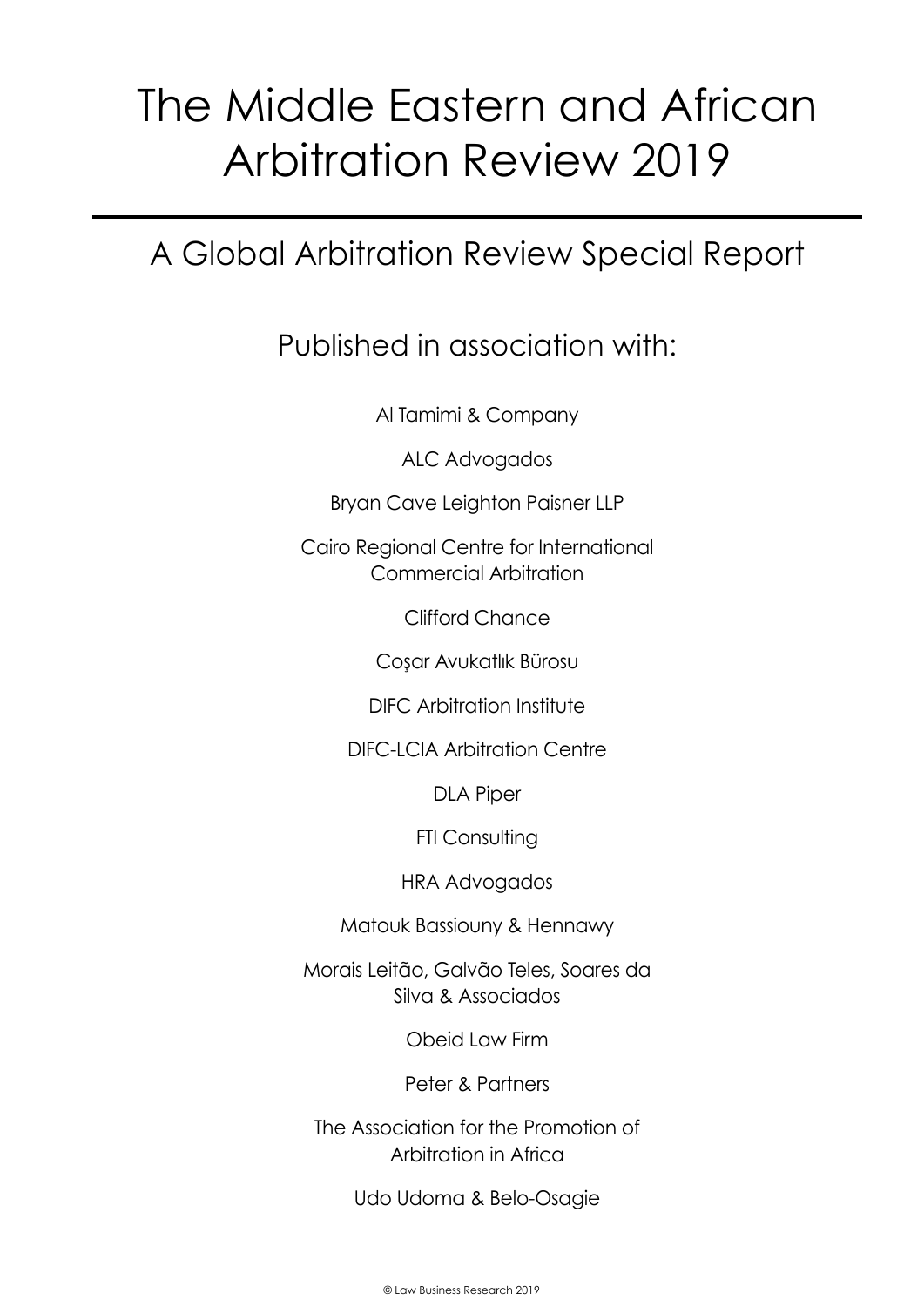# The Middle Eastern and African Arbitration Review 2019

## A Global Arbitration Review Special Report

Published in association with:

Al Tamimi & Company

ALC Advogados

Bryan Cave Leighton Paisner LLP

Cairo Regional Centre for International Commercial Arbitration

Clifford Chance

Coşar Avukatlık Bürosu

DIFC Arbitration Institute

DIFC-LCIA Arbitration Centre

DLA Piper

FTI Consulting

HRA Advogados

Matouk Bassiouny & Hennawy

Morais Leitão, Galvão Teles, Soares da Silva & Associados

Obeid Law Firm

Peter & Partners

The Association for the Promotion of Arbitration in Africa

Udo Udoma & Belo-Osagie

© Law Business Research 2019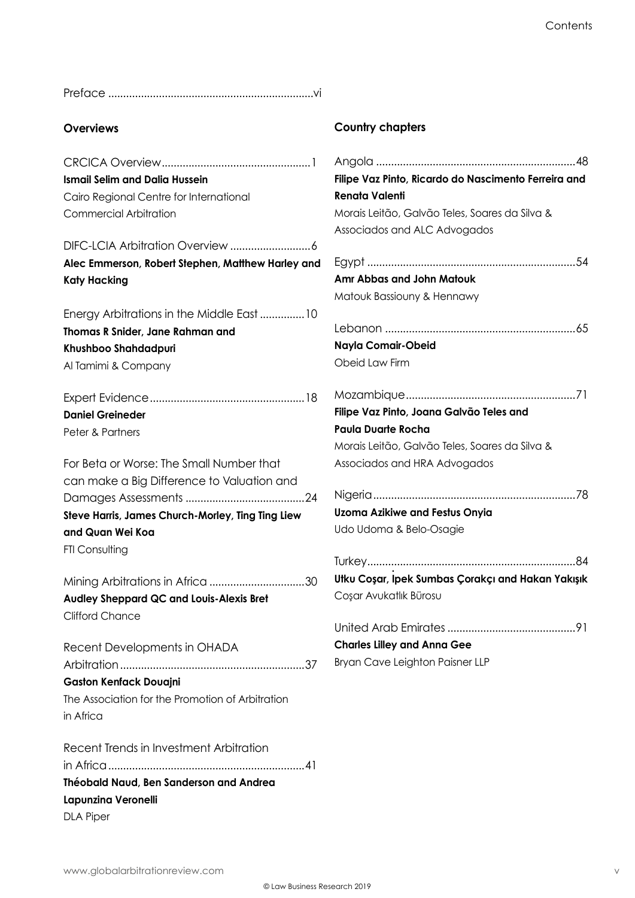Preface ....................................................................vi

## Overviews

CRCICA Overview..................................................1
**Ismail Selim and Dalia Hussein**
Cairo Regional Centre for International Commercial Arbitration

DIFC-LCIA Arbitration Overview ...........................6
**Alec Emmerson, Robert Stephen, Matthew Harley and Katy Hacking**

Energy Arbitrations in the Middle East ...............10
**Thomas R Snider, Jane Rahman and Khushboo Shahdadpuri**
Al Tamimi & Company

Expert Evidence....................................................18
**Daniel Greineder**
Peter & Partners

For Beta or Worse: The Small Number that can make a Big Difference to Valuation and Damages Assessments ........................................24
**Steve Harris, James Church-Morley, Ting Ting Liew and Quan Wei Koa**
FTI Consulting

Mining Arbitrations in Africa ................................30
**Audley Sheppard QC and Louis-Alexis Bret**
Clifford Chance

Recent Developments in OHADA Arbitration..............................................................37
**Gaston Kenfack Douajni**
The Association for the Promotion of Arbitration in Africa

Recent Trends in Investment Arbitration in Africa..................................................................41
**Théobald Naud, Ben Sanderson and Andrea Lapunzina Veronelli**
DLA Piper

## Country chapters

Angola ..................................................................48
**Filipe Vaz Pinto, Ricardo do Nascimento Ferreira and Renata Valenti**
Morais Leitão, Galvão Teles, Soares da Silva & Associados and ALC Advogados

Egypt .....................................................................54
**Amr Abbas and John Matouk**
Matouk Bassiouny & Hennawy

Lebanon ...............................................................65
**Nayla Comair-Obeid**
Obeid Law Firm

Mozambique........................................................71
**Filipe Vaz Pinto, Joana Galvão Teles and Paula Duarte Rocha**
Morais Leitão, Galvão Teles, Soares da Silva & Associados and HRA Advogados

Nigeria...................................................................78
**Uzoma Azikiwe and Festus Onyia**
Udo Udoma & Belo-Osagie

Turkey.....................................................................84
**Utku Coşar, İpek Sumbas Çorakçı and Hakan Yakışık**
Coşar Avukatlık Bürosu

United Arab Emirates ...........................................91
**Charles Lilley and Anna Gee**
Bryan Cave Leighton Paisner LLP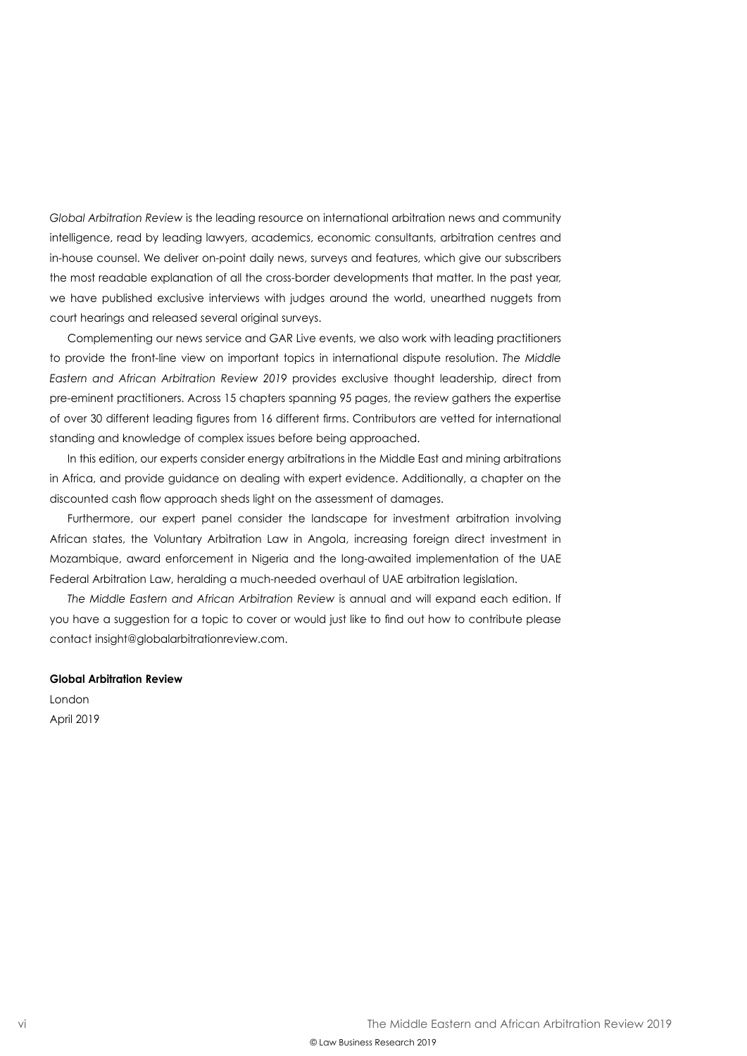*Global Arbitration Review* is the leading resource on international arbitration news and community intelligence, read by leading lawyers, academics, economic consultants, arbitration centres and in-house counsel. We deliver on-point daily news, surveys and features, which give our subscribers the most readable explanation of all the cross-border developments that matter. In the past year, we have published exclusive interviews with judges around the world, unearthed nuggets from court hearings and released several original surveys.

Complementing our news service and GAR Live events, we also work with leading practitioners to provide the front-line view on important topics in international dispute resolution. *The Middle Eastern and African Arbitration Review 2019* provides exclusive thought leadership, direct from pre-eminent practitioners. Across 15 chapters spanning 95 pages, the review gathers the expertise of over 30 different leading figures from 16 different firms. Contributors are vetted for international standing and knowledge of complex issues before being approached.

In this edition, our experts consider energy arbitrations in the Middle East and mining arbitrations in Africa, and provide guidance on dealing with expert evidence. Additionally, a chapter on the discounted cash flow approach sheds light on the assessment of damages.

Furthermore, our expert panel consider the landscape for investment arbitration involving African states, the Voluntary Arbitration Law in Angola, increasing foreign direct investment in Mozambique, award enforcement in Nigeria and the long-awaited implementation of the UAE Federal Arbitration Law, heralding a much-needed overhaul of UAE arbitration legislation.

*The Middle Eastern and African Arbitration Review* is annual and will expand each edition. If you have a suggestion for a topic to cover or would just like to find out how to contribute please contact insight@globalarbitrationreview.com.

**Global Arbitration Review**
London
April 2019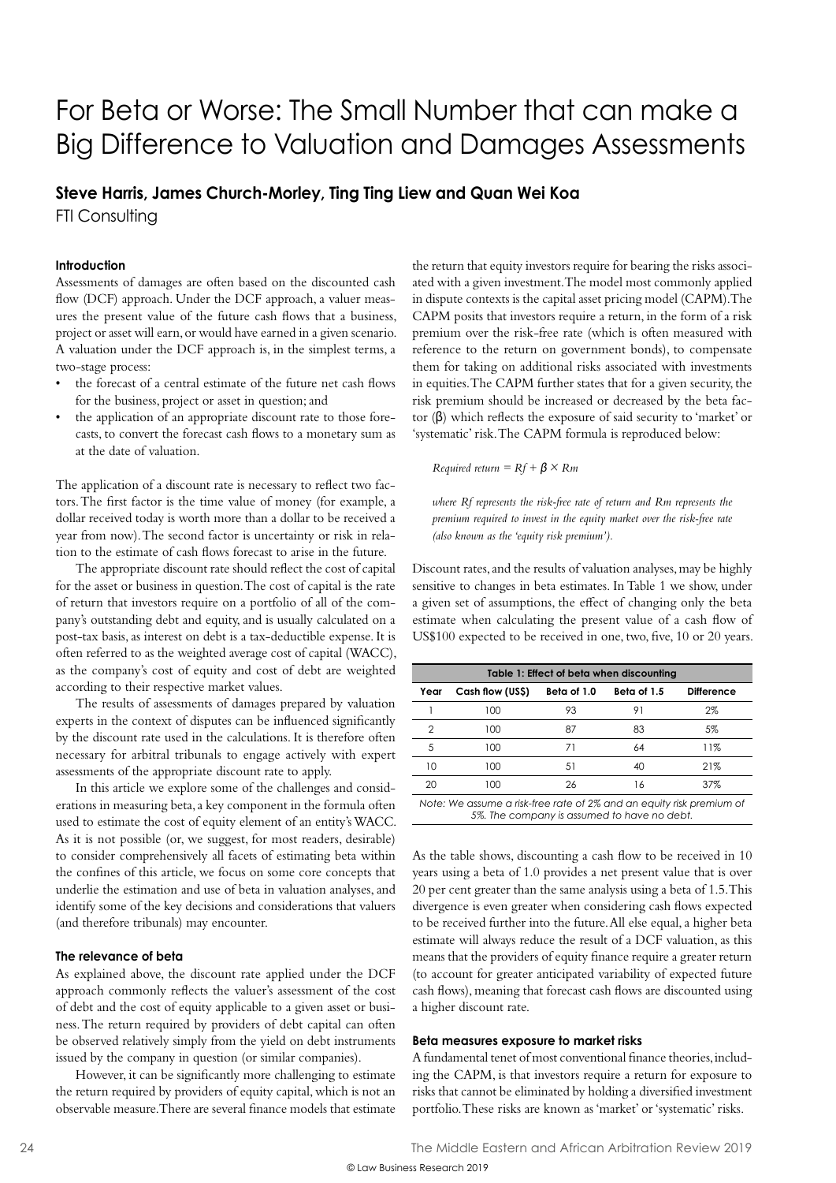# For Beta or Worse: The Small Number that can make a Big Difference to Valuation and Damages Assessments

**Steve Harris, James Church-Morley, Ting Ting Liew and Quan Wei Koa**

FTI Consulting

### Introduction

Assessments of damages are often based on the discounted cash flow (DCF) approach. Under the DCF approach, a valuer measures the present value of the future cash flows that a business, project or asset will earn, or would have earned in a given scenario. A valuation under the DCF approach is, in the simplest terms, a two-stage process:

- the forecast of a central estimate of the future net cash flows for the business, project or asset in question; and
- the application of an appropriate discount rate to those forecasts, to convert the forecast cash flows to a monetary sum as at the date of valuation.

The application of a discount rate is necessary to reflect two factors. The first factor is the time value of money (for example, a dollar received today is worth more than a dollar to be received a year from now). The second factor is uncertainty or risk in relation to the estimate of cash flows forecast to arise in the future.

The appropriate discount rate should reflect the cost of capital for the asset or business in question. The cost of capital is the rate of return that investors require on a portfolio of all of the company's outstanding debt and equity, and is usually calculated on a post-tax basis, as interest on debt is a tax-deductible expense. It is often referred to as the weighted average cost of capital (WACC), as the company's cost of equity and cost of debt are weighted according to their respective market values.

The results of assessments of damages prepared by valuation experts in the context of disputes can be influenced significantly by the discount rate used in the calculations. It is therefore often necessary for arbitral tribunals to engage actively with expert assessments of the appropriate discount rate to apply.

In this article we explore some of the challenges and considerations in measuring beta, a key component in the formula often used to estimate the cost of equity element of an entity's WACC. As it is not possible (or, we suggest, for most readers, desirable) to consider comprehensively all facets of estimating beta within the confines of this article, we focus on some core concepts that underlie the estimation and use of beta in valuation analyses, and identify some of the key decisions and considerations that valuers (and therefore tribunals) may encounter.

### The relevance of beta

As explained above, the discount rate applied under the DCF approach commonly reflects the valuer's assessment of the cost of debt and the cost of equity applicable to a given asset or business. The return required by providers of debt capital can often be observed relatively simply from the yield on debt instruments issued by the company in question (or similar companies).

However, it can be significantly more challenging to estimate the return required by providers of equity capital, which is not an observable measure. There are several finance models that estimate the return that equity investors require for bearing the risks associated with a given investment. The model most commonly applied in dispute contexts is the capital asset pricing model (CAPM). The CAPM posits that investors require a return, in the form of a risk premium over the risk-free rate (which is often measured with reference to the return on government bonds), to compensate them for taking on additional risks associated with investments in equities. The CAPM further states that for a given security, the risk premium should be increased or decreased by the beta factor ($\beta$) which reflects the exposure of said security to 'market' or 'systematic' risk. The CAPM formula is reproduced below:

$$\textit{Required return} = Rf + \beta \times Rm$$

*where Rf represents the risk-free rate of return and Rm represents the premium required to invest in the equity market over the risk-free rate (also known as the 'equity risk premium').*

Discount rates, and the results of valuation analyses, may be highly sensitive to changes in beta estimates. In Table 1 we show, under a given set of assumptions, the effect of changing only the beta estimate when calculating the present value of a cash flow of US$100 expected to be received in one, two, five, 10 or 20 years.

**Table 1: Effect of beta when discounting**

| Year | Cash flow (US$) | Beta of 1.0 | Beta of 1.5 | Difference |
|---|---|---|---|---|
| 1 | 100 | 93 | 91 | 2% |
| 2 | 100 | 87 | 83 | 5% |
| 5 | 100 | 71 | 64 | 11% |
| 10 | 100 | 51 | 40 | 21% |
| 20 | 100 | 26 | 16 | 37% |

*Note: We assume a risk-free rate of 2% and an equity risk premium of 5%. The company is assumed to have no debt.*

As the table shows, discounting a cash flow to be received in 10 years using a beta of 1.0 provides a net present value that is over 20 per cent greater than the same analysis using a beta of 1.5. This divergence is even greater when considering cash flows expected to be received further into the future. All else equal, a higher beta estimate will always reduce the result of a DCF valuation, as this means that the providers of equity finance require a greater return (to account for greater anticipated variability of expected future cash flows), meaning that forecast cash flows are discounted using a higher discount rate.

### Beta measures exposure to market risks

A fundamental tenet of most conventional finance theories, including the CAPM, is that investors require a return for exposure to risks that cannot be eliminated by holding a diversified investment portfolio. These risks are known as 'market' or 'systematic' risks.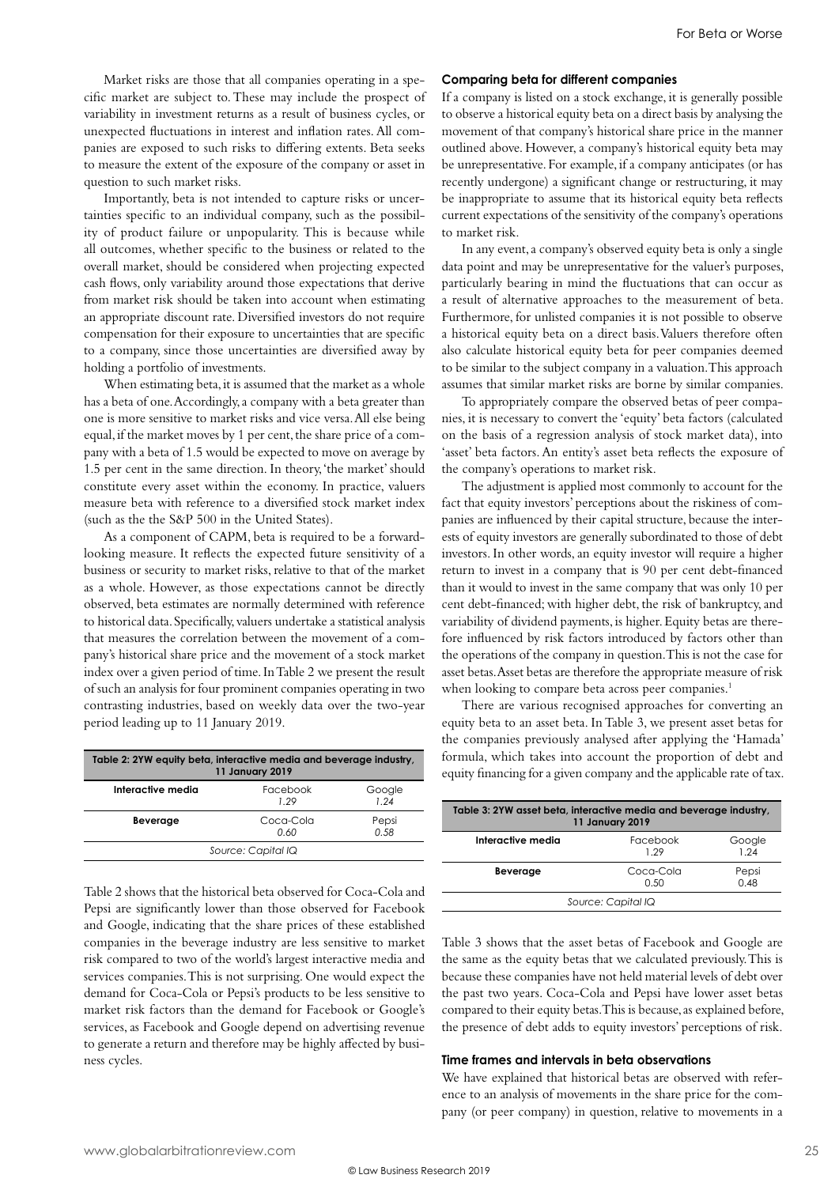Market risks are those that all companies operating in a specific market are subject to. These may include the prospect of variability in investment returns as a result of business cycles, or unexpected fluctuations in interest and inflation rates. All companies are exposed to such risks to differing extents. Beta seeks to measure the extent of the exposure of the company or asset in question to such market risks.

Importantly, beta is not intended to capture risks or uncertainties specific to an individual company, such as the possibility of product failure or unpopularity. This is because while all outcomes, whether specific to the business or related to the overall market, should be considered when projecting expected cash flows, only variability around those expectations that derive from market risk should be taken into account when estimating an appropriate discount rate. Diversified investors do not require compensation for their exposure to uncertainties that are specific to a company, since those uncertainties are diversified away by holding a portfolio of investments.

When estimating beta, it is assumed that the market as a whole has a beta of one. Accordingly, a company with a beta greater than one is more sensitive to market risks and vice versa. All else being equal, if the market moves by 1 per cent, the share price of a company with a beta of 1.5 would be expected to move on average by 1.5 per cent in the same direction. In theory, 'the market' should constitute every asset within the economy. In practice, valuers measure beta with reference to a diversified stock market index (such as the the S&P 500 in the United States).

As a component of CAPM, beta is required to be a forward-looking measure. It reflects the expected future sensitivity of a business or security to market risks, relative to that of the market as a whole. However, as those expectations cannot be directly observed, beta estimates are normally determined with reference to historical data. Specifically, valuers undertake a statistical analysis that measures the correlation between the movement of a company's historical share price and the movement of a stock market index over a given period of time. In Table 2 we present the result of such an analysis for four prominent companies operating in two contrasting industries, based on weekly data over the two-year period leading up to 11 January 2019.

**Table 2: 2YW equity beta, interactive media and beverage industry, 11 January 2019**

| | | |
|---|---|---|
| **Interactive media** | Facebook *1.29* | Google *1.24* |
| **Beverage** | Coca-Cola *0.60* | Pepsi *0.58* |

*Source: Capital IQ*

Table 2 shows that the historical beta observed for Coca-Cola and Pepsi are significantly lower than those observed for Facebook and Google, indicating that the share prices of these established companies in the beverage industry are less sensitive to market risk compared to two of the world's largest interactive media and services companies. This is not surprising. One would expect the demand for Coca-Cola or Pepsi's products to be less sensitive to market risk factors than the demand for Facebook or Google's services, as Facebook and Google depend on advertising revenue to generate a return and therefore may be highly affected by business cycles.

### Comparing beta for different companies

If a company is listed on a stock exchange, it is generally possible to observe a historical equity beta on a direct basis by analysing the movement of that company's historical share price in the manner outlined above. However, a company's historical equity beta may be unrepresentative. For example, if a company anticipates (or has recently undergone) a significant change or restructuring, it may be inappropriate to assume that its historical equity beta reflects current expectations of the sensitivity of the company's operations to market risk.

In any event, a company's observed equity beta is only a single data point and may be unrepresentative for the valuer's purposes, particularly bearing in mind the fluctuations that can occur as a result of alternative approaches to the measurement of beta. Furthermore, for unlisted companies it is not possible to observe a historical equity beta on a direct basis. Valuers therefore often also calculate historical equity beta for peer companies deemed to be similar to the subject company in a valuation. This approach assumes that similar market risks are borne by similar companies.

To appropriately compare the observed betas of peer companies, it is necessary to convert the 'equity' beta factors (calculated on the basis of a regression analysis of stock market data), into 'asset' beta factors. An entity's asset beta reflects the exposure of the company's operations to market risk.

The adjustment is applied most commonly to account for the fact that equity investors' perceptions about the riskiness of companies are influenced by their capital structure, because the interests of equity investors are generally subordinated to those of debt investors. In other words, an equity investor will require a higher return to invest in a company that is 90 per cent debt-financed than it would to invest in the same company that was only 10 per cent debt-financed; with higher debt, the risk of bankruptcy, and variability of dividend payments, is higher. Equity betas are therefore influenced by risk factors introduced by factors other than the operations of the company in question. This is not the case for asset betas. Asset betas are therefore the appropriate measure of risk when looking to compare beta across peer companies.[1]

There are various recognised approaches for converting an equity beta to an asset beta. In Table 3, we present asset betas for the companies previously analysed after applying the 'Hamada' formula, which takes into account the proportion of debt and equity financing for a given company and the applicable rate of tax.

**Table 3: 2YW asset beta, interactive media and beverage industry, 11 January 2019**

| | | |
|---|---|---|
| **Interactive media** | Facebook 1.29 | Google 1.24 |
| **Beverage** | Coca-Cola 0.50 | Pepsi 0.48 |

*Source: Capital IQ*

Table 3 shows that the asset betas of Facebook and Google are the same as the equity betas that we calculated previously. This is because these companies have not held material levels of debt over the past two years. Coca-Cola and Pepsi have lower asset betas compared to their equity betas. This is because, as explained before, the presence of debt adds to equity investors' perceptions of risk.

### Time frames and intervals in beta observations

We have explained that historical betas are observed with reference to an analysis of movements in the share price for the company (or peer company) in question, relative to movements in a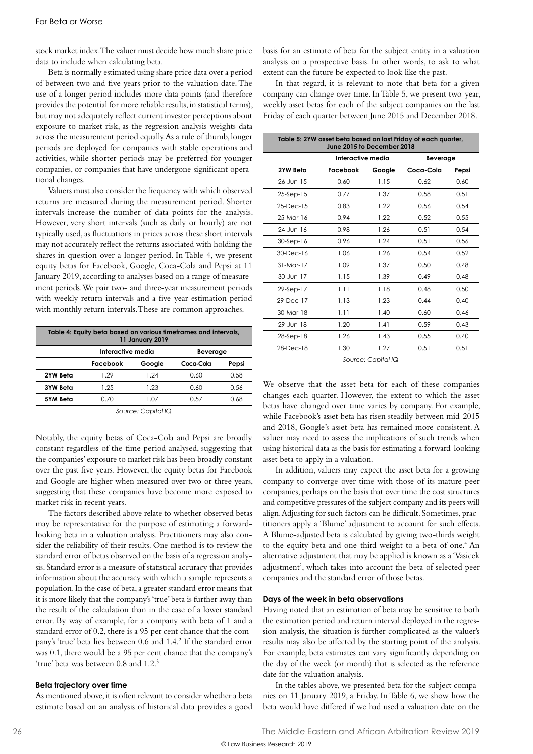stock market index. The valuer must decide how much share price data to include when calculating beta.

Beta is normally estimated using share price data over a period of between two and five years prior to the valuation date. The use of a longer period includes more data points (and therefore provides the potential for more reliable results, in statistical terms), but may not adequately reflect current investor perceptions about exposure to market risk, as the regression analysis weights data across the measurement period equally. As a rule of thumb, longer periods are deployed for companies with stable operations and activities, while shorter periods may be preferred for younger companies, or companies that have undergone significant operational changes.

Valuers must also consider the frequency with which observed returns are measured during the measurement period. Shorter intervals increase the number of data points for the analysis. However, very short intervals (such as daily or hourly) are not typically used, as fluctuations in prices across these short intervals may not accurately reflect the returns associated with holding the shares in question over a longer period. In Table 4, we present equity betas for Facebook, Google, Coca-Cola and Pepsi at 11 January 2019, according to analyses based on a range of measurement periods. We pair two- and three-year measurement periods with weekly return intervals and a five-year estimation period with monthly return intervals. These are common approaches.

| Table 4: Equity beta based on various timeframes and intervals, 11 January 2019 | | | | |
|---|---|---|---|---|
| | Interactive media | | Beverage | |
| | Facebook | Google | Coca-Cola | Pepsi |
| 2YW Beta | 1.29 | 1.24 | 0.60 | 0.58 |
| 3YW Beta | 1.25 | 1.23 | 0.60 | 0.56 |
| 5YM Beta | 0.70 | 1.07 | 0.57 | 0.68 |

*Source: Capital IQ*

Notably, the equity betas of Coca-Cola and Pepsi are broadly constant regardless of the time period analysed, suggesting that the companies' exposure to market risk has been broadly constant over the past five years. However, the equity betas for Facebook and Google are higher when measured over two or three years, suggesting that these companies have become more exposed to market risk in recent years.

The factors described above relate to whether observed betas may be representative for the purpose of estimating a forward-looking beta in a valuation analysis. Practitioners may also consider the reliability of their results. One method is to review the standard error of betas observed on the basis of a regression analysis. Standard error is a measure of statistical accuracy that provides information about the accuracy with which a sample represents a population. In the case of beta, a greater standard error means that it is more likely that the company's 'true' beta is further away than the result of the calculation than in the case of a lower standard error. By way of example, for a company with beta of 1 and a standard error of 0.2, there is a 95 per cent chance that the company's 'true' beta lies between 0.6 and 1.4.[2] If the standard error was 0.1, there would be a 95 per cent chance that the company's 'true' beta was between 0.8 and 1.2.[3]

### Beta trajectory over time

As mentioned above, it is often relevant to consider whether a beta estimate based on an analysis of historical data provides a good basis for an estimate of beta for the subject entity in a valuation analysis on a prospective basis. In other words, to ask to what extent can the future be expected to look like the past.

In that regard, it is relevant to note that beta for a given company can change over time. In Table 5, we present two-year, weekly asset betas for each of the subject companies on the last Friday of each quarter between June 2015 and December 2018.

| Table 5: 2YW asset beta based on last Friday of each quarter, June 2015 to December 2018 | | | | |
|---|---|---|---|---|
| | Interactive media | | Beverage | |
| 2YW Beta | Facebook | Google | Coca-Cola | Pepsi |
| 26-Jun-15 | 0.60 | 1.15 | 0.62 | 0.60 |
| 25-Sep-15 | 0.77 | 1.37 | 0.58 | 0.51 |
| 25-Dec-15 | 0.83 | 1.22 | 0.56 | 0.54 |
| 25-Mar-16 | 0.94 | 1.22 | 0.52 | 0.55 |
| 24-Jun-16 | 0.98 | 1.26 | 0.51 | 0.54 |
| 30-Sep-16 | 0.96 | 1.24 | 0.51 | 0.56 |
| 30-Dec-16 | 1.06 | 1.26 | 0.54 | 0.52 |
| 31-Mar-17 | 1.09 | 1.37 | 0.50 | 0.48 |
| 30-Jun-17 | 1.15 | 1.39 | 0.49 | 0.48 |
| 29-Sep-17 | 1.11 | 1.18 | 0.48 | 0.50 |
| 29-Dec-17 | 1.13 | 1.23 | 0.44 | 0.40 |
| 30-Mar-18 | 1.11 | 1.40 | 0.60 | 0.46 |
| 29-Jun-18 | 1.20 | 1.41 | 0.59 | 0.43 |
| 28-Sep-18 | 1.26 | 1.43 | 0.55 | 0.40 |
| 28-Dec-18 | 1.30 | 1.27 | 0.51 | 0.51 |

*Source: Capital IQ*

We observe that the asset beta for each of these companies changes each quarter. However, the extent to which the asset betas have changed over time varies by company. For example, while Facebook's asset beta has risen steadily between mid-2015 and 2018, Google's asset beta has remained more consistent. A valuer may need to assess the implications of such trends when using historical data as the basis for estimating a forward-looking asset beta to apply in a valuation.

In addition, valuers may expect the asset beta for a growing company to converge over time with those of its mature peer companies, perhaps on the basis that over time the cost structures and competitive pressures of the subject company and its peers will align. Adjusting for such factors can be difficult. Sometimes, practitioners apply a 'Blume' adjustment to account for such effects. A Blume-adjusted beta is calculated by giving two-thirds weight to the equity beta and one-third weight to a beta of one.[4] An alternative adjustment that may be applied is known as a 'Vasicek adjustment', which takes into account the beta of selected peer companies and the standard error of those betas.

### Days of the week in beta observations

Having noted that an estimation of beta may be sensitive to both the estimation period and return interval deployed in the regression analysis, the situation is further complicated as the valuer's results may also be affected by the starting point of the analysis. For example, beta estimates can vary significantly depending on the day of the week (or month) that is selected as the reference date for the valuation analysis.

In the tables above, we presented beta for the subject companies on 11 January 2019, a Friday. In Table 6, we show how the beta would have differed if we had used a valuation date on the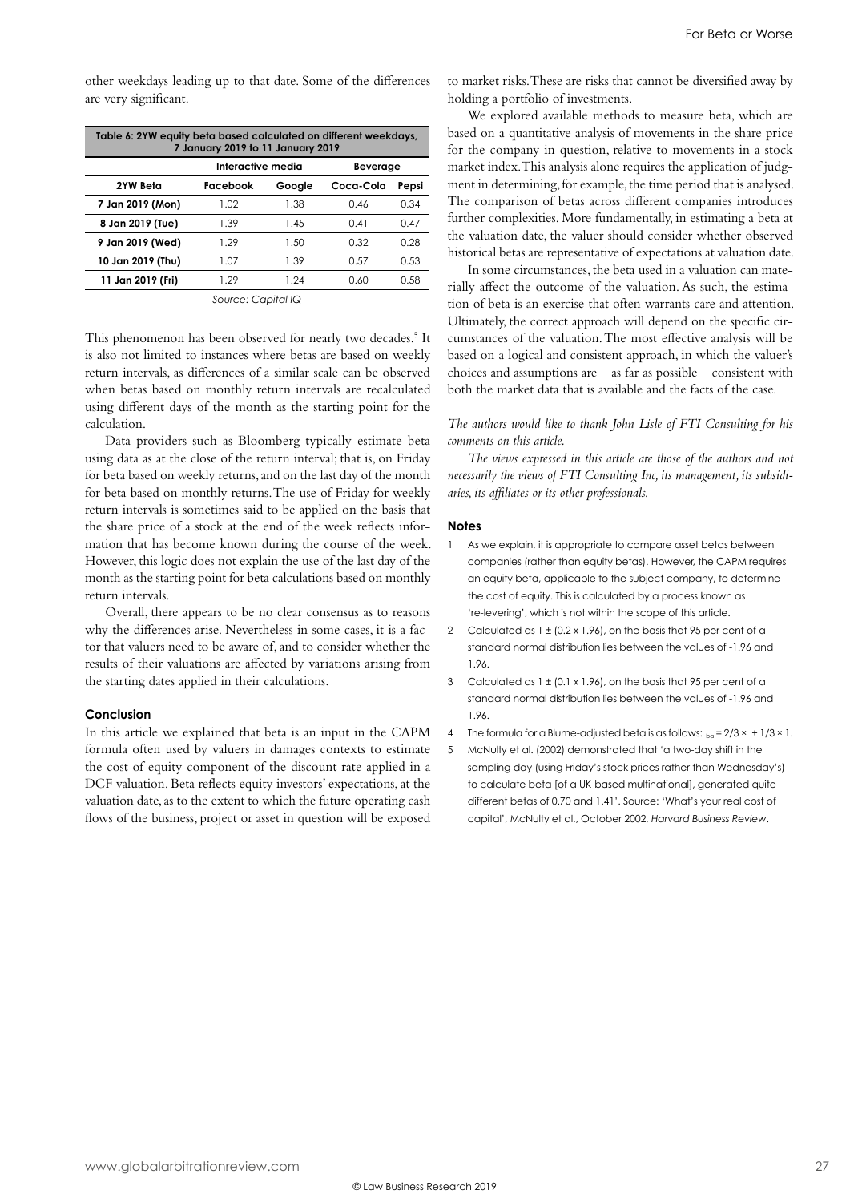other weekdays leading up to that date. Some of the differences are very significant.

| Table 6: 2YW equity beta based calculated on different weekdays, 7 January 2019 to 11 January 2019 | | | | |
|---|---|---|---|---|
| | Interactive media | | Beverage | |
| 2YW Beta | Facebook | Google | Coca-Cola | Pepsi |
| 7 Jan 2019 (Mon) | 1.02 | 1.38 | 0.46 | 0.34 |
| 8 Jan 2019 (Tue) | 1.39 | 1.45 | 0.41 | 0.47 |
| 9 Jan 2019 (Wed) | 1.29 | 1.50 | 0.32 | 0.28 |
| 10 Jan 2019 (Thu) | 1.07 | 1.39 | 0.57 | 0.53 |
| 11 Jan 2019 (Fri) | 1.29 | 1.24 | 0.60 | 0.58 |

Source: Capital IQ

This phenomenon has been observed for nearly two decades.[5] It is also not limited to instances where betas are based on weekly return intervals, as differences of a similar scale can be observed when betas based on monthly return intervals are recalculated using different days of the month as the starting point for the calculation.

Data providers such as Bloomberg typically estimate beta using data as at the close of the return interval; that is, on Friday for beta based on weekly returns, and on the last day of the month for beta based on monthly returns. The use of Friday for weekly return intervals is sometimes said to be applied on the basis that the share price of a stock at the end of the week reflects information that has become known during the course of the week. However, this logic does not explain the use of the last day of the month as the starting point for beta calculations based on monthly return intervals.

Overall, there appears to be no clear consensus as to reasons why the differences arise. Nevertheless in some cases, it is a factor that valuers need to be aware of, and to consider whether the results of their valuations are affected by variations arising from the starting dates applied in their calculations.

### Conclusion

In this article we explained that beta is an input in the CAPM formula often used by valuers in damages contexts to estimate the cost of equity component of the discount rate applied in a DCF valuation. Beta reflects equity investors' expectations, at the valuation date, as to the extent to which the future operating cash flows of the business, project or asset in question will be exposed to market risks. These are risks that cannot be diversified away by holding a portfolio of investments.

We explored available methods to measure beta, which are based on a quantitative analysis of movements in the share price for the company in question, relative to movements in a stock market index. This analysis alone requires the application of judgment in determining, for example, the time period that is analysed. The comparison of betas across different companies introduces further complexities. More fundamentally, in estimating a beta at the valuation date, the valuer should consider whether observed historical betas are representative of expectations at valuation date.

In some circumstances, the beta used in a valuation can materially affect the outcome of the valuation. As such, the estimation of beta is an exercise that often warrants care and attention. Ultimately, the correct approach will depend on the specific circumstances of the valuation. The most effective analysis will be based on a logical and consistent approach, in which the valuer's choices and assumptions are – as far as possible – consistent with both the market data that is available and the facts of the case.

*The authors would like to thank John Lisle of FTI Consulting for his comments on this article.*

*The views expressed in this article are those of the authors and not necessarily the views of FTI Consulting Inc, its management, its subsidiaries, its affiliates or its other professionals.*

### Notes

1. As we explain, it is appropriate to compare asset betas between companies (rather than equity betas). However, the CAPM requires an equity beta, applicable to the subject company, to determine the cost of equity. This is calculated by a process known as 're-levering', which is not within the scope of this article.
2. Calculated as $1 \pm (0.2 \times 1.96)$, on the basis that 95 per cent of a standard normal distribution lies between the values of -1.96 and 1.96.
3. Calculated as $1 \pm (0.1 \times 1.96)$, on the basis that 95 per cent of a standard normal distribution lies between the values of -1.96 and 1.96.
4. The formula for a Blume-adjusted beta is as follows: $\beta_{ba} = 2/3 \times \beta + 1/3 \times 1$.
5. McNulty et al. (2002) demonstrated that 'a two-day shift in the sampling day (using Friday's stock prices rather than Wednesday's) to calculate beta [of a UK-based multinational], generated quite different betas of 0.70 and 1.41'. Source: 'What's your real cost of capital', McNulty et al., October 2002, *Harvard Business Review*.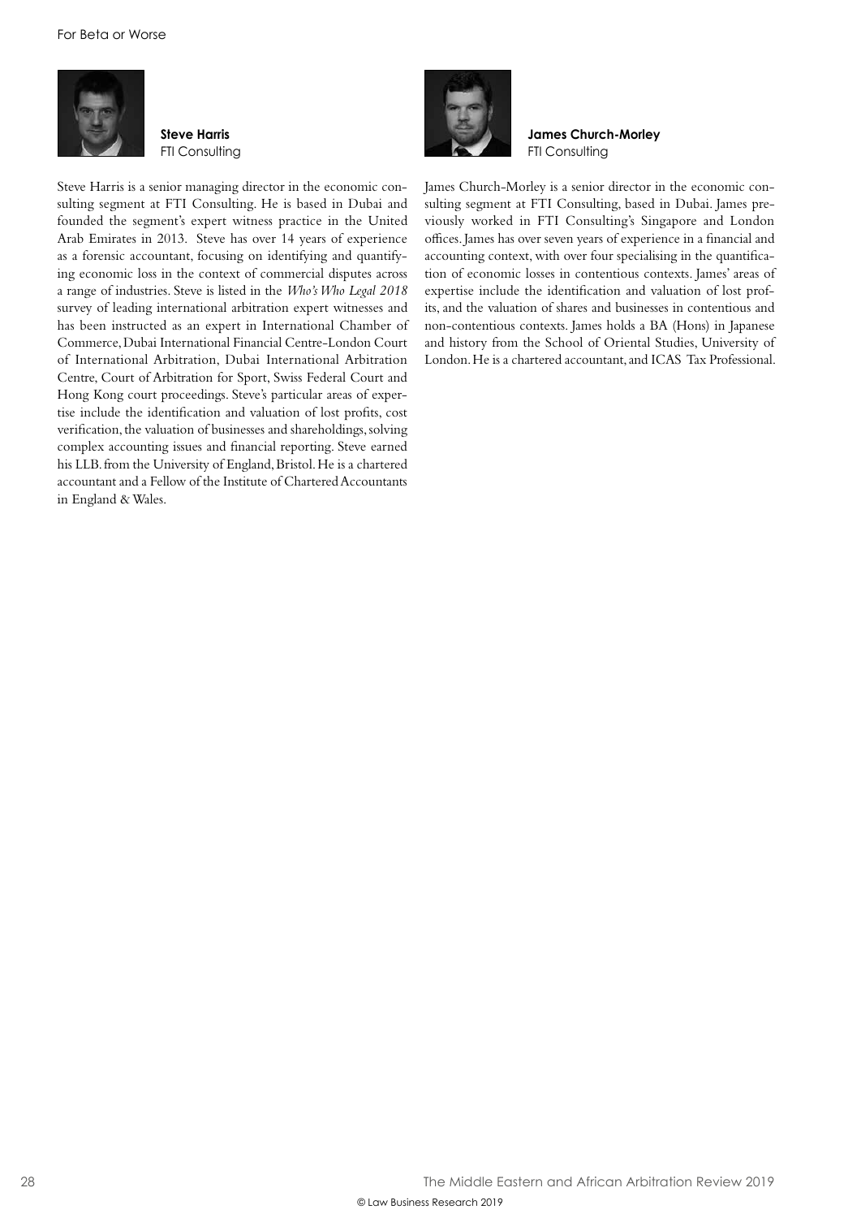**Steve Harris**
FTI Consulting

Steve Harris is a senior managing director in the economic consulting segment at FTI Consulting. He is based in Dubai and founded the segment's expert witness practice in the United Arab Emirates in 2013. Steve has over 14 years of experience as a forensic accountant, focusing on identifying and quantifying economic loss in the context of commercial disputes across a range of industries. Steve is listed in the *Who's Who Legal 2018* survey of leading international arbitration expert witnesses and has been instructed as an expert in International Chamber of Commerce, Dubai International Financial Centre-London Court of International Arbitration, Dubai International Arbitration Centre, Court of Arbitration for Sport, Swiss Federal Court and Hong Kong court proceedings. Steve's particular areas of expertise include the identification and valuation of lost profits, cost verification, the valuation of businesses and shareholdings, solving complex accounting issues and financial reporting. Steve earned his LLB. from the University of England, Bristol. He is a chartered accountant and a Fellow of the Institute of Chartered Accountants in England & Wales.

**James Church-Morley**
FTI Consulting

James Church-Morley is a senior director in the economic consulting segment at FTI Consulting, based in Dubai. James previously worked in FTI Consulting's Singapore and London offices. James has over seven years of experience in a financial and accounting context, with over four specialising in the quantification of economic losses in contentious contexts. James' areas of expertise include the identification and valuation of lost profits, and the valuation of shares and businesses in contentious and non-contentious contexts. James holds a BA (Hons) in Japanese and history from the School of Oriental Studies, University of London. He is a chartered accountant, and ICAS Tax Professional.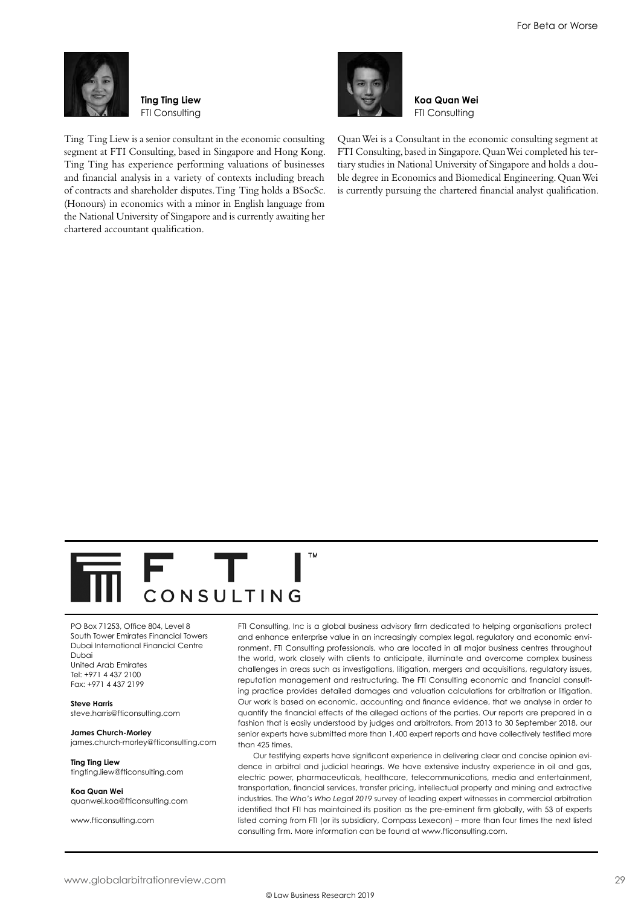**Ting Ting Liew**
FTI Consulting

Ting Ting Liew is a senior consultant in the economic consulting segment at FTI Consulting, based in Singapore and Hong Kong. Ting Ting has experience performing valuations of businesses and financial analysis in a variety of contexts including breach of contracts and shareholder disputes. Ting Ting holds a BSocSc. (Honours) in economics with a minor in English language from the National University of Singapore and is currently awaiting her chartered accountant qualification.

**Koa Quan Wei**
FTI Consulting

Quan Wei is a Consultant in the economic consulting segment at FTI Consulting, based in Singapore. Quan Wei completed his tertiary studies in National University of Singapore and holds a double degree in Economics and Biomedical Engineering. Quan Wei is currently pursuing the chartered financial analyst qualification.

---

FTI CONSULTING™

PO Box 71253, Office 804, Level 8
South Tower Emirates Financial Towers
Dubai International Financial Centre
Dubai
United Arab Emirates
Tel: +971 4 437 2100
Fax: +971 4 437 2199

**Steve Harris**
steve.harris@fticonsulting.com

**James Church-Morley**
james.church-morley@fticonsulting.com

**Ting Ting Liew**
tingting.liew@fticonsulting.com

**Koa Quan Wei**
quanwei.koa@fticonsulting.com

www.fticonsulting.com

FTI Consulting, Inc is a global business advisory firm dedicated to helping organisations protect and enhance enterprise value in an increasingly complex legal, regulatory and economic environment. FTI Consulting professionals, who are located in all major business centres throughout the world, work closely with clients to anticipate, illuminate and overcome complex business challenges in areas such as investigations, litigation, mergers and acquisitions, regulatory issues, reputation management and restructuring. The FTI Consulting economic and financial consulting practice provides detailed damages and valuation calculations for arbitration or litigation. Our work is based on economic, accounting and finance evidence, that we analyse in order to quantify the financial effects of the alleged actions of the parties. Our reports are prepared in a fashion that is easily understood by judges and arbitrators. From 2013 to 30 September 2018, our senior experts have submitted more than 1,400 expert reports and have collectively testified more than 425 times.

Our testifying experts have significant experience in delivering clear and concise opinion evidence in arbitral and judicial hearings. We have extensive industry experience in oil and gas, electric power, pharmaceuticals, healthcare, telecommunications, media and entertainment, transportation, financial services, transfer pricing, intellectual property and mining and extractive industries. The *Who's Who Legal 2019* survey of leading expert witnesses in commercial arbitration identified that FTI has maintained its position as the pre-eminent firm globally, with 53 of experts listed coming from FTI (or its subsidiary, Compass Lexecon) – more than four times the next listed consulting firm. More information can be found at www.fticonsulting.com.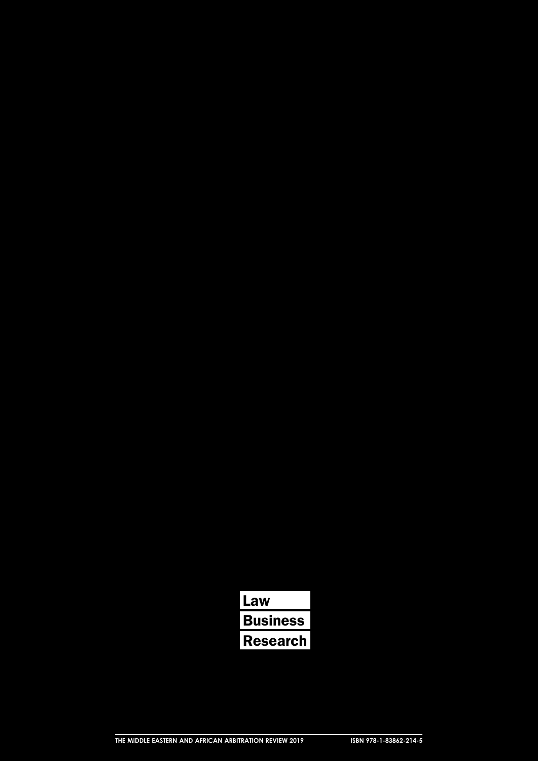Law

Business

Research

THE MIDDLE EASTERN AND AFRICAN ARBITRATION REVIEW 2019 ISBN 978-1-83862-214-5